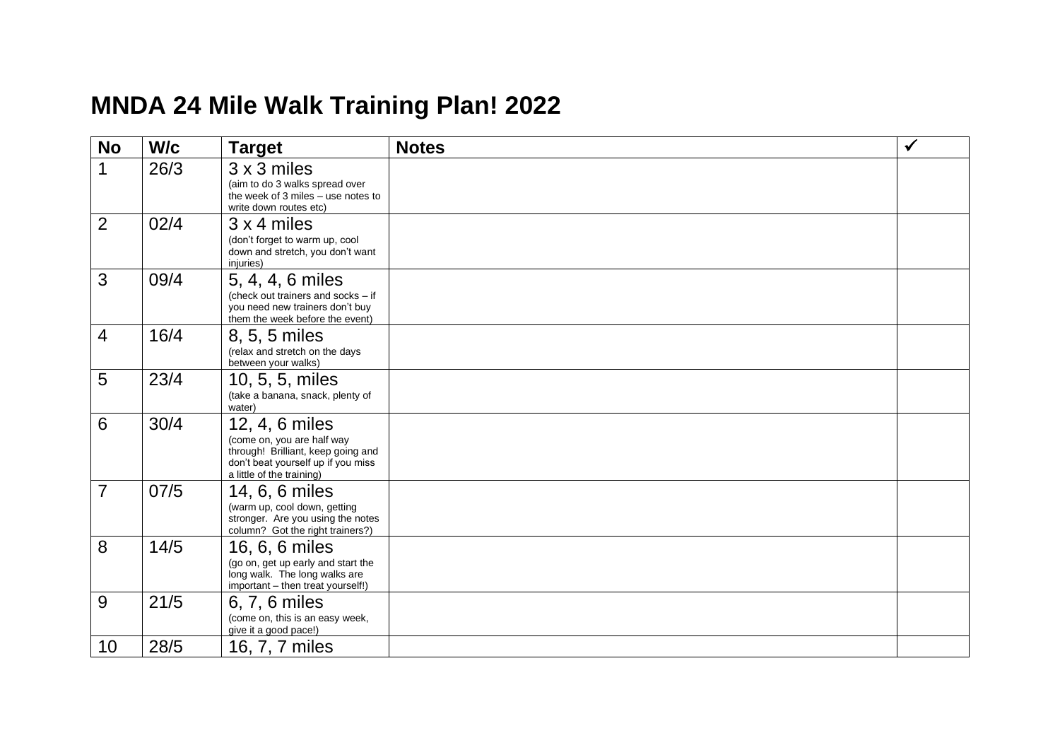# MNDA 24 Mile Walk Training Plan! 2022

| No | W/c | Target | Notes | ✓ |
|---|---|---|---|---|
| 1 | 26/3 | 3 x 3 miles (aim to do 3 walks spread over the week of 3 miles – use notes to write down routes etc) | | |
| 2 | 02/4 | 3 x 4 miles (don't forget to warm up, cool down and stretch, you don't want injuries) | | |
| 3 | 09/4 | 5, 4, 4, 6 miles (check out trainers and socks – if you need new trainers don't buy them the week before the event) | | |
| 4 | 16/4 | 8, 5, 5 miles (relax and stretch on the days between your walks) | | |
| 5 | 23/4 | 10, 5, 5, miles (take a banana, snack, plenty of water) | | |
| 6 | 30/4 | 12, 4, 6 miles (come on, you are half way through! Brilliant, keep going and don't beat yourself up if you miss a little of the training) | | |
| 7 | 07/5 | 14, 6, 6 miles (warm up, cool down, getting stronger. Are you using the notes column? Got the right trainers?) | | |
| 8 | 14/5 | 16, 6, 6 miles (go on, get up early and start the long walk. The long walks are important – then treat yourself!) | | |
| 9 | 21/5 | 6, 7, 6 miles (come on, this is an easy week, give it a good pace!) | | |
| 10 | 28/5 | 16, 7, 7 miles | | |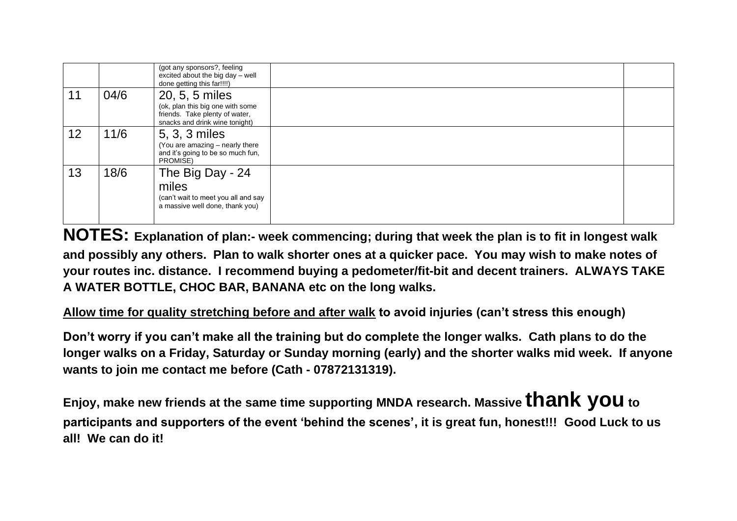| | | | | |
|---|---|---|---|---|
| | | (got any sponsors?, feeling excited about the big day – well done getting this far!!!!) | | |
| 11 | 04/6 | 20, 5, 5 miles (ok, plan this big one with some friends. Take plenty of water, snacks and drink wine tonight) | | |
| 12 | 11/6 | 5, 3, 3 miles (You are amazing – nearly there and it's going to be so much fun, PROMISE) | | |
| 13 | 18/6 | The Big Day - 24 miles (can't wait to meet you all and say a massive well done, thank you) | | |

**NOTES: Explanation of plan:- week commencing; during that week the plan is to fit in longest walk and possibly any others. Plan to walk shorter ones at a quicker pace. You may wish to make notes of your routes inc. distance. I recommend buying a pedometer/fit-bit and decent trainers. ALWAYS TAKE A WATER BOTTLE, CHOC BAR, BANANA etc on the long walks.**

**<u>Allow time for quality stretching before and after walk</u> to avoid injuries (can't stress this enough)**

**Don't worry if you can't make all the training but do complete the longer walks. Cath plans to do the longer walks on a Friday, Saturday or Sunday morning (early) and the shorter walks mid week. If anyone wants to join me contact me before (Cath - 07872131319).**

**Enjoy, make new friends at the same time supporting MNDA research. Massive thank you to participants and supporters of the event 'behind the scenes', it is great fun, honest!!! Good Luck to us all! We can do it!**